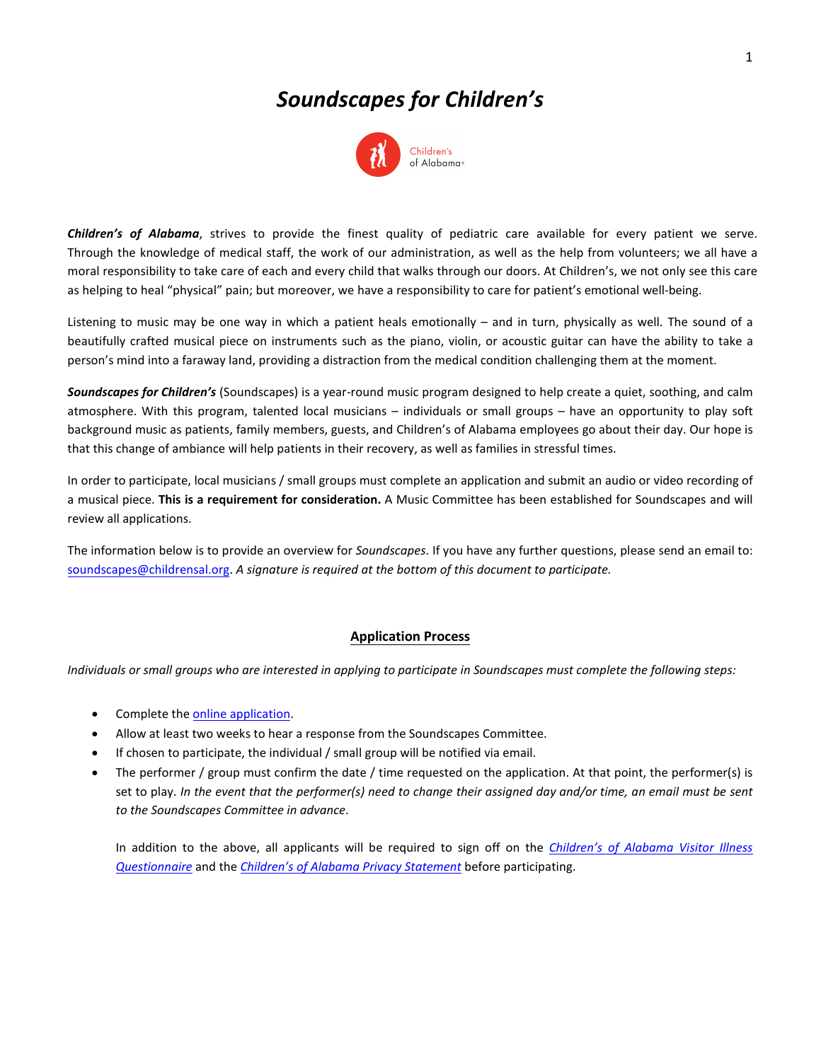# *Soundscapes for Children's*

Children's of Alabama

***Children's of Alabama***, strives to provide the finest quality of pediatric care available for every patient we serve. Through the knowledge of medical staff, the work of our administration, as well as the help from volunteers; we all have a moral responsibility to take care of each and every child that walks through our doors. At Children's, we not only see this care as helping to heal "physical" pain; but moreover, we have a responsibility to care for patient's emotional well-being.

Listening to music may be one way in which a patient heals emotionally – and in turn, physically as well. The sound of a beautifully crafted musical piece on instruments such as the piano, violin, or acoustic guitar can have the ability to take a person's mind into a faraway land, providing a distraction from the medical condition challenging them at the moment.

***Soundscapes for Children's*** (Soundscapes) is a year-round music program designed to help create a quiet, soothing, and calm atmosphere. With this program, talented local musicians – individuals or small groups – have an opportunity to play soft background music as patients, family members, guests, and Children's of Alabama employees go about their day. Our hope is that this change of ambiance will help patients in their recovery, as well as families in stressful times.

In order to participate, local musicians / small groups must complete an application and submit an audio or video recording of a musical piece. **This is a requirement for consideration.** A Music Committee has been established for Soundscapes and will review all applications.

The information below is to provide an overview for *Soundscapes*. If you have any further questions, please send an email to: soundscapes@childrensal.org. *A signature is required at the bottom of this document to participate.*

## Application Process

*Individuals or small groups who are interested in applying to participate in Soundscapes must complete the following steps:*

- Complete the online application.
- Allow at least two weeks to hear a response from the Soundscapes Committee.
- If chosen to participate, the individual / small group will be notified via email.
- The performer / group must confirm the date / time requested on the application. At that point, the performer(s) is set to play. *In the event that the performer(s) need to change their assigned day and/or time, an email must be sent to the Soundscapes Committee in advance.*

  In addition to the above, all applicants will be required to sign off on the *Children's of Alabama Visitor Illness Questionnaire* and the *Children's of Alabama Privacy Statement* before participating.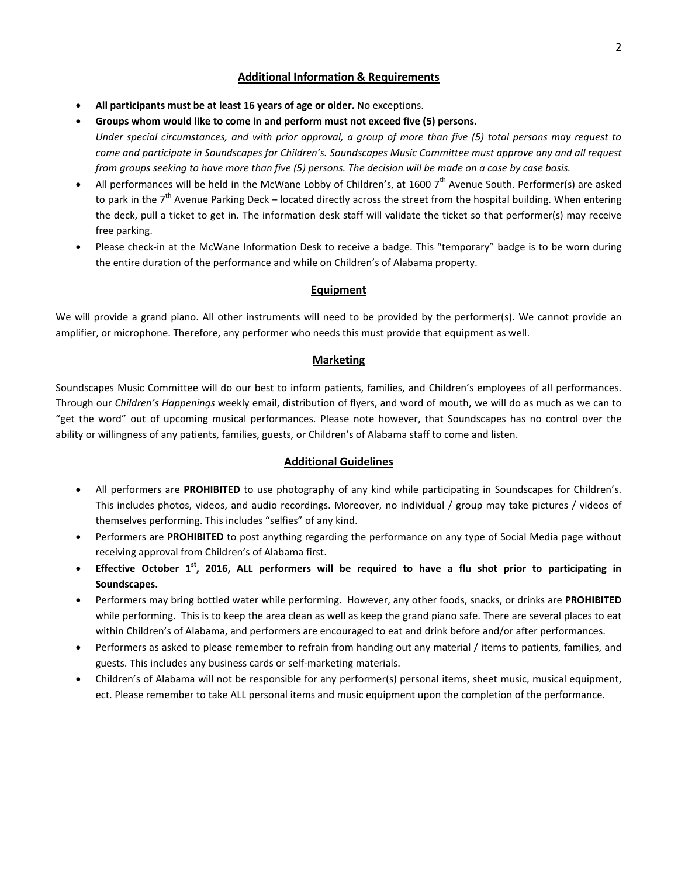## Additional Information & Requirements

- **All participants must be at least 16 years of age or older.** No exceptions.
- **Groups whom would like to come in and perform must not exceed five (5) persons.**
  *Under special circumstances, and with prior approval, a group of more than five (5) total persons may request to come and participate in Soundscapes for Children's. Soundscapes Music Committee must approve any and all request from groups seeking to have more than five (5) persons. The decision will be made on a case by case basis.*
- All performances will be held in the McWane Lobby of Children's, at 1600 7th Avenue South. Performer(s) are asked to park in the 7th Avenue Parking Deck – located directly across the street from the hospital building. When entering the deck, pull a ticket to get in. The information desk staff will validate the ticket so that performer(s) may receive free parking.
- Please check-in at the McWane Information Desk to receive a badge. This "temporary" badge is to be worn during the entire duration of the performance and while on Children's of Alabama property.

## Equipment

We will provide a grand piano. All other instruments will need to be provided by the performer(s). We cannot provide an amplifier, or microphone. Therefore, any performer who needs this must provide that equipment as well.

## Marketing

Soundscapes Music Committee will do our best to inform patients, families, and Children's employees of all performances. Through our *Children's Happenings* weekly email, distribution of flyers, and word of mouth, we will do as much as we can to "get the word" out of upcoming musical performances. Please note however, that Soundscapes has no control over the ability or willingness of any patients, families, guests, or Children's of Alabama staff to come and listen.

## Additional Guidelines

- All performers are **PROHIBITED** to use photography of any kind while participating in Soundscapes for Children's. This includes photos, videos, and audio recordings. Moreover, no individual / group may take pictures / videos of themselves performing. This includes "selfies" of any kind.
- Performers are **PROHIBITED** to post anything regarding the performance on any type of Social Media page without receiving approval from Children's of Alabama first.
- **Effective October 1st, 2016, ALL performers will be required to have a flu shot prior to participating in Soundscapes.**
- Performers may bring bottled water while performing. However, any other foods, snacks, or drinks are **PROHIBITED** while performing. This is to keep the area clean as well as keep the grand piano safe. There are several places to eat within Children's of Alabama, and performers are encouraged to eat and drink before and/or after performances.
- Performers as asked to please remember to refrain from handing out any material / items to patients, families, and guests. This includes any business cards or self-marketing materials.
- Children's of Alabama will not be responsible for any performer(s) personal items, sheet music, musical equipment, ect. Please remember to take ALL personal items and music equipment upon the completion of the performance.